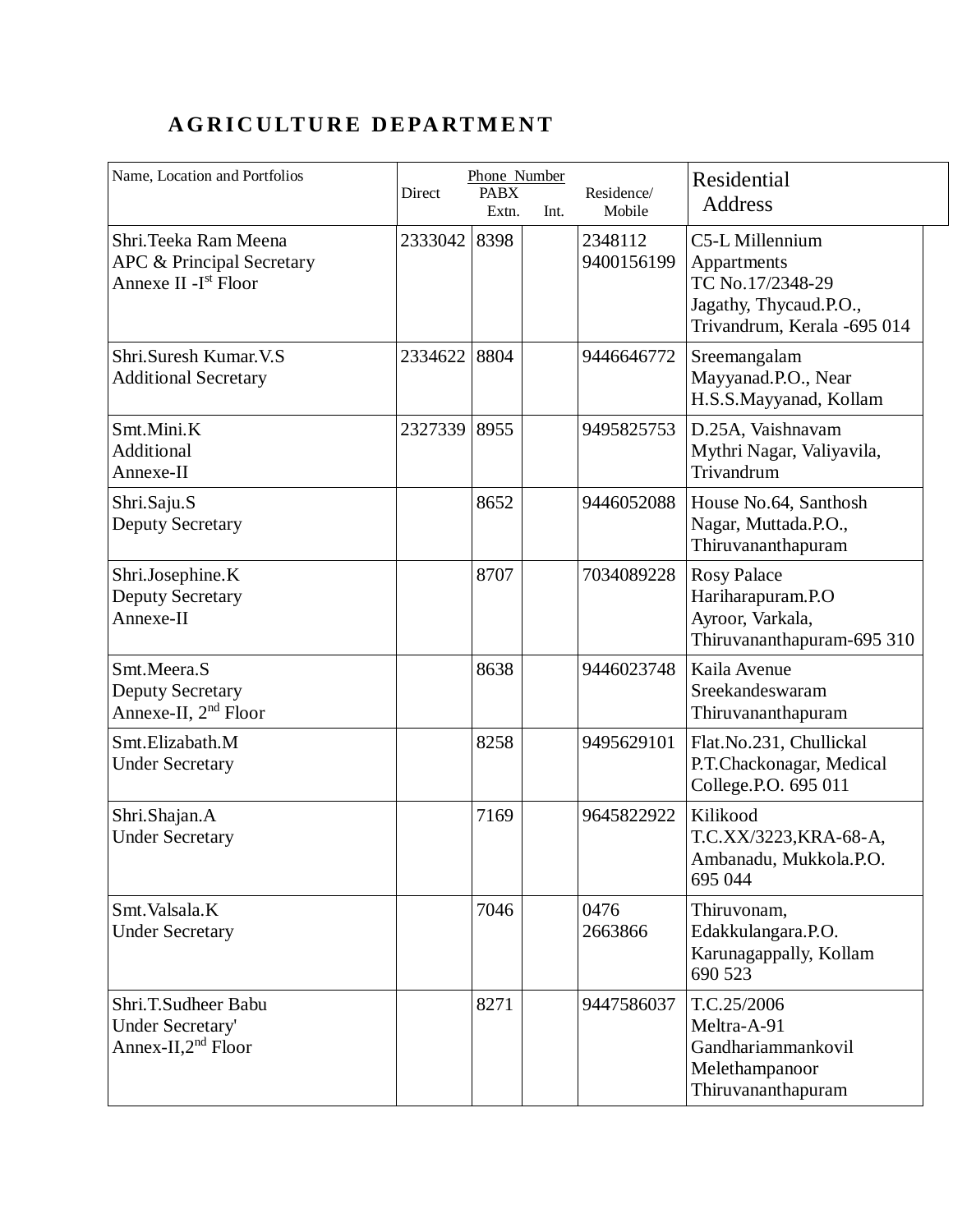# AGRICULTURE DEPARTMENT

| Name, Location and Portfolios | Phone Number Direct | PABX Extn. | Int. | Residence/ Mobile | Residential Address |
|---|---|---|---|---|---|
| Shri.Teeka Ram Meena<br>APC & Principal Secretary<br>Annexe II -I[st] Floor | 2333042 | 8398 | | 2348112<br>9400156199 | C5-L Millennium<br>Appartments<br>TC No.17/2348-29<br>Jagathy, Thycaud.P.O.,<br>Trivandrum, Kerala -695 014 |
| Shri.Suresh Kumar.V.S<br>Additional Secretary | 2334622 | 8804 | | 9446646772 | Sreemangalam<br>Mayyanad.P.O., Near<br>H.S.S.Mayyanad, Kollam |
| Smt.Mini.K<br>Additional<br>Annexe-II | 2327339 | 8955 | | 9495825753 | D.25A, Vaishnavam<br>Mythri Nagar, Valiyavila,<br>Trivandrum |
| Shri.Saju.S<br>Deputy Secretary | | 8652 | | 9446052088 | House No.64, Santhosh<br>Nagar, Muttada.P.O.,<br>Thiruvananthapuram |
| Shri.Josephine.K<br>Deputy Secretary<br>Annexe-II | | 8707 | | 7034089228 | Rosy Palace<br>Hariharapuram.P.O<br>Ayroor, Varkala,<br>Thiruvananthapuram-695 310 |
| Smt.Meera.S<br>Deputy Secretary<br>Annexe-II, 2[nd] Floor | | 8638 | | 9446023748 | Kaila Avenue<br>Sreekandeswaram<br>Thiruvananthapuram |
| Smt.Elizabath.M<br>Under Secretary | | 8258 | | 9495629101 | Flat.No.231, Chullickal<br>P.T.Chackonagar, Medical<br>College.P.O. 695 011 |
| Shri.Shajan.A<br>Under Secretary | | 7169 | | 9645822922 | Kilikood<br>T.C.XX/3223,KRA-68-A,<br>Ambanadu, Mukkola.P.O.<br>695 044 |
| Smt.Valsala.K<br>Under Secretary | | 7046 | | 0476<br>2663866 | Thiruvonam,<br>Edakkulangara.P.O.<br>Karunagappally, Kollam<br>690 523 |
| Shri.T.Sudheer Babu<br>Under Secretary'<br>Annex-II,2[nd] Floor | | 8271 | | 9447586037 | T.C.25/2006<br>Meltra-A-91<br>Gandhariammankovil<br>Melethampanoor<br>Thiruvananthapuram |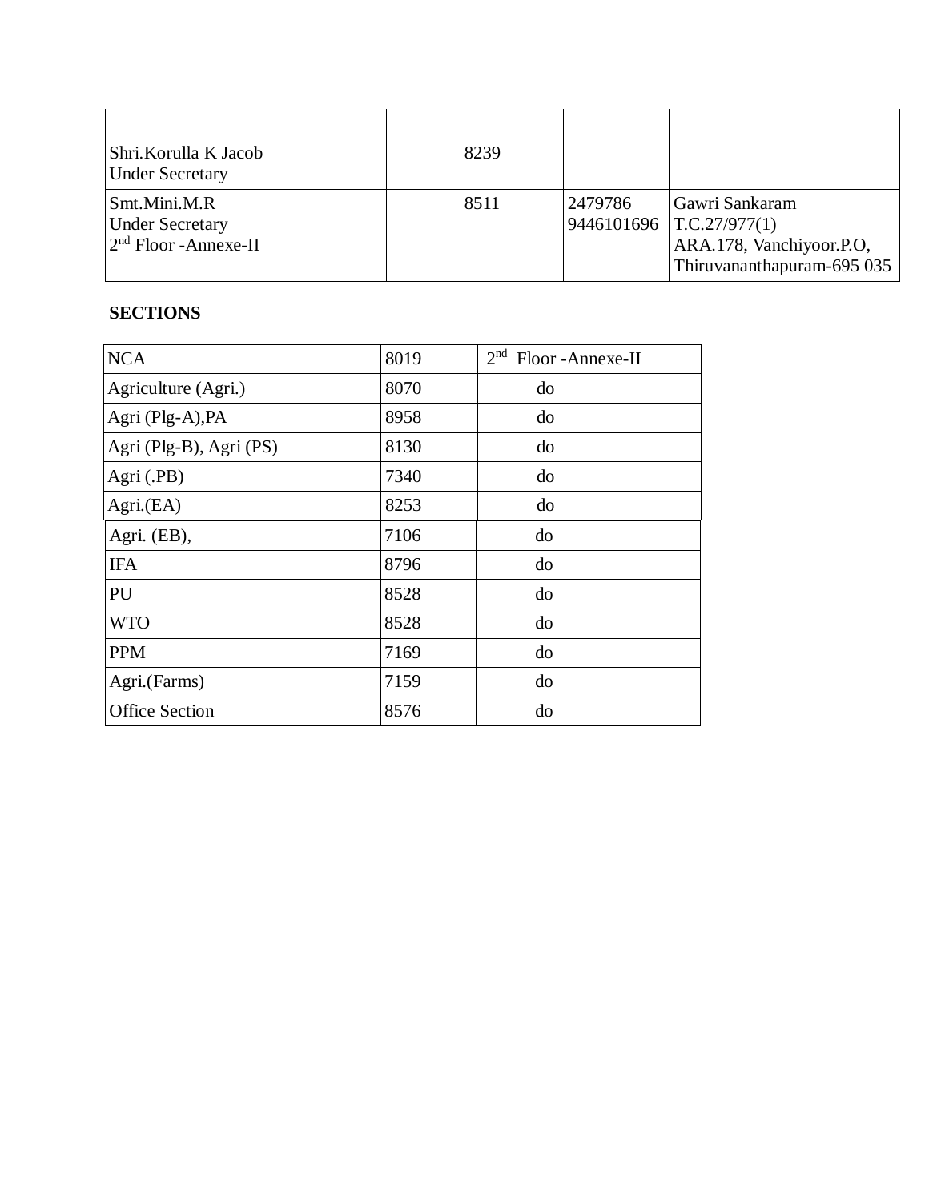| | | | | | |
|---|---|---|---|---|---|
| | | | | | |
| Shri.Korulla K Jacob<br>Under Secretary | | 8239 | | | |
| Smt.Mini.M.R<br>Under Secretary<br>2nd Floor -Annexe-II | | 8511 | | 2479786<br>9446101696 | Gawri Sankaram<br>T.C.27/977(1)<br>ARA.178, Vanchiyoor.P.O,<br>Thiruvananthapuram-695 035 |

**SECTIONS**

| | | |
|---|---|---|
| NCA | 8019 | 2nd Floor -Annexe-II |
| Agriculture (Agri.) | 8070 | do |
| Agri (Plg-A),PA | 8958 | do |
| Agri (Plg-B), Agri (PS) | 8130 | do |
| Agri (.PB) | 7340 | do |
| Agri.(EA) | 8253 | do |
| Agri. (EB), | 7106 | do |
| IFA | 8796 | do |
| PU | 8528 | do |
| WTO | 8528 | do |
| PPM | 7169 | do |
| Agri.(Farms) | 7159 | do |
| Office Section | 8576 | do |